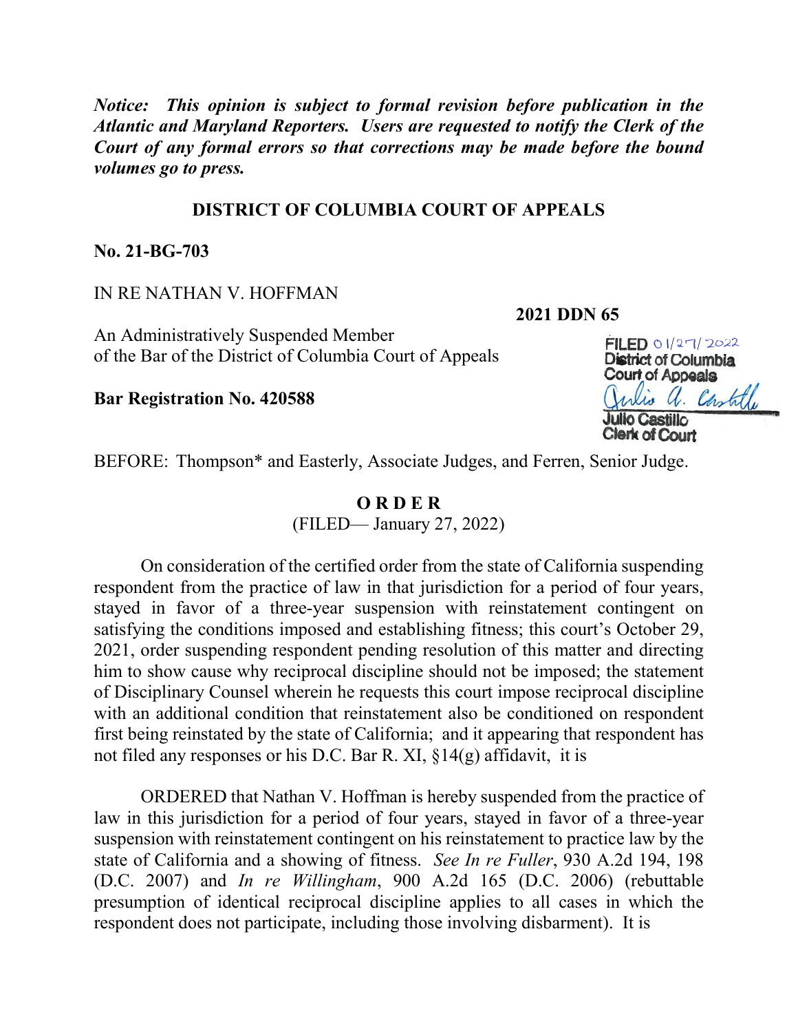***Notice: This opinion is subject to formal revision before publication in the Atlantic and Maryland Reporters. Users are requested to notify the Clerk of the Court of any formal errors so that corrections may be made before the bound volumes go to press.***

**DISTRICT OF COLUMBIA COURT OF APPEALS**

**No. 21-BG-703**

IN RE NATHAN V. HOFFMAN

**2021 DDN 65**

An Administratively Suspended Member
of the Bar of the District of Columbia Court of Appeals

FILED 01/27/2022
District of Columbia
Court of Appeals
Julio Castillo
Clerk of Court

**Bar Registration No. 420588**

BEFORE: Thompson* and Easterly, Associate Judges, and Ferren, Senior Judge.

**O R D E R**
(FILED— January 27, 2022)

On consideration of the certified order from the state of California suspending respondent from the practice of law in that jurisdiction for a period of four years, stayed in favor of a three-year suspension with reinstatement contingent on satisfying the conditions imposed and establishing fitness; this court's October 29, 2021, order suspending respondent pending resolution of this matter and directing him to show cause why reciprocal discipline should not be imposed; the statement of Disciplinary Counsel wherein he requests this court impose reciprocal discipline with an additional condition that reinstatement also be conditioned on respondent first being reinstated by the state of California; and it appearing that respondent has not filed any responses or his D.C. Bar R. XI, §14(g) affidavit, it is

ORDERED that Nathan V. Hoffman is hereby suspended from the practice of law in this jurisdiction for a period of four years, stayed in favor of a three-year suspension with reinstatement contingent on his reinstatement to practice law by the state of California and a showing of fitness. *See In re Fuller*, 930 A.2d 194, 198 (D.C. 2007) and *In re Willingham*, 900 A.2d 165 (D.C. 2006) (rebuttable presumption of identical reciprocal discipline applies to all cases in which the respondent does not participate, including those involving disbarment). It is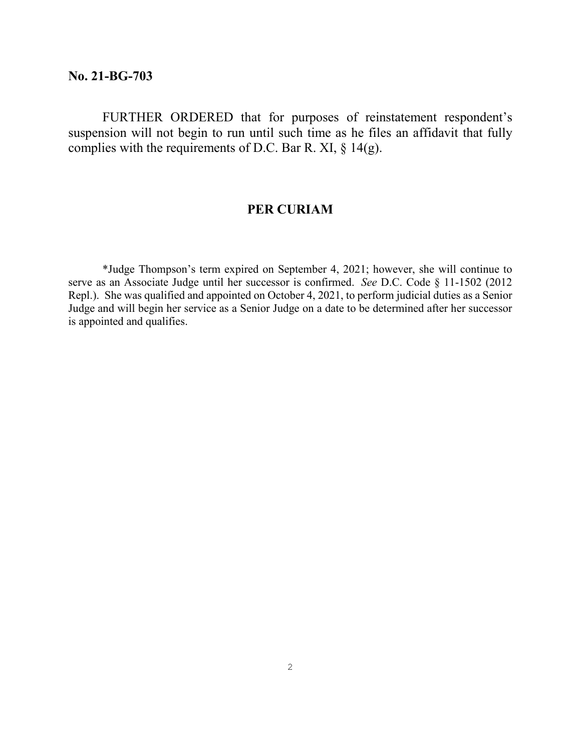**No. 21-BG-703**

FURTHER ORDERED that for purposes of reinstatement respondent's suspension will not begin to run until such time as he files an affidavit that fully complies with the requirements of D.C. Bar R. XI, § 14(g).

**PER CURIAM**

*Judge Thompson's term expired on September 4, 2021; however, she will continue to serve as an Associate Judge until her successor is confirmed. *See* D.C. Code § 11-1502 (2012 Repl.). She was qualified and appointed on October 4, 2021, to perform judicial duties as a Senior Judge and will begin her service as a Senior Judge on a date to be determined after her successor is appointed and qualifies.